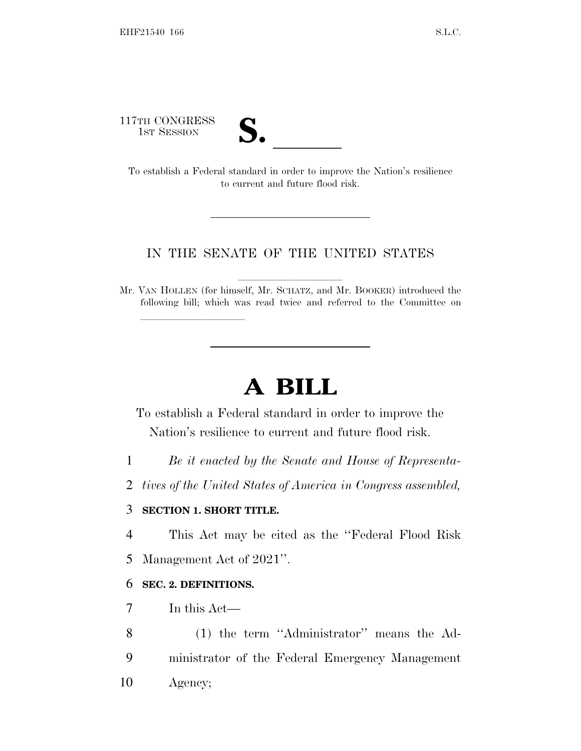117TH CONGRESS
1ST SESSION

# S. \_\_\_\_\_\_

To establish a Federal standard in order to improve the Nation's resilience to current and future flood risk.

---

IN THE SENATE OF THE UNITED STATES

Mr. VAN HOLLEN (for himself, Mr. SCHATZ, and Mr. BOOKER) introduced the following bill; which was read twice and referred to the Committee on \_\_\_\_\_\_\_\_\_\_\_\_\_\_\_\_

---

# A BILL

To establish a Federal standard in order to improve the Nation's resilience to current and future flood risk.

1 *Be it enacted by the Senate and House of Representa-*
2 *tives of the United States of America in Congress assembled,*

3 **SECTION 1. SHORT TITLE.**

4 This Act may be cited as the "Federal Flood Risk
5 Management Act of 2021".

6 **SEC. 2. DEFINITIONS.**

7 In this Act—

8 (1) the term "Administrator" means the Ad-
9 ministrator of the Federal Emergency Management
10 Agency;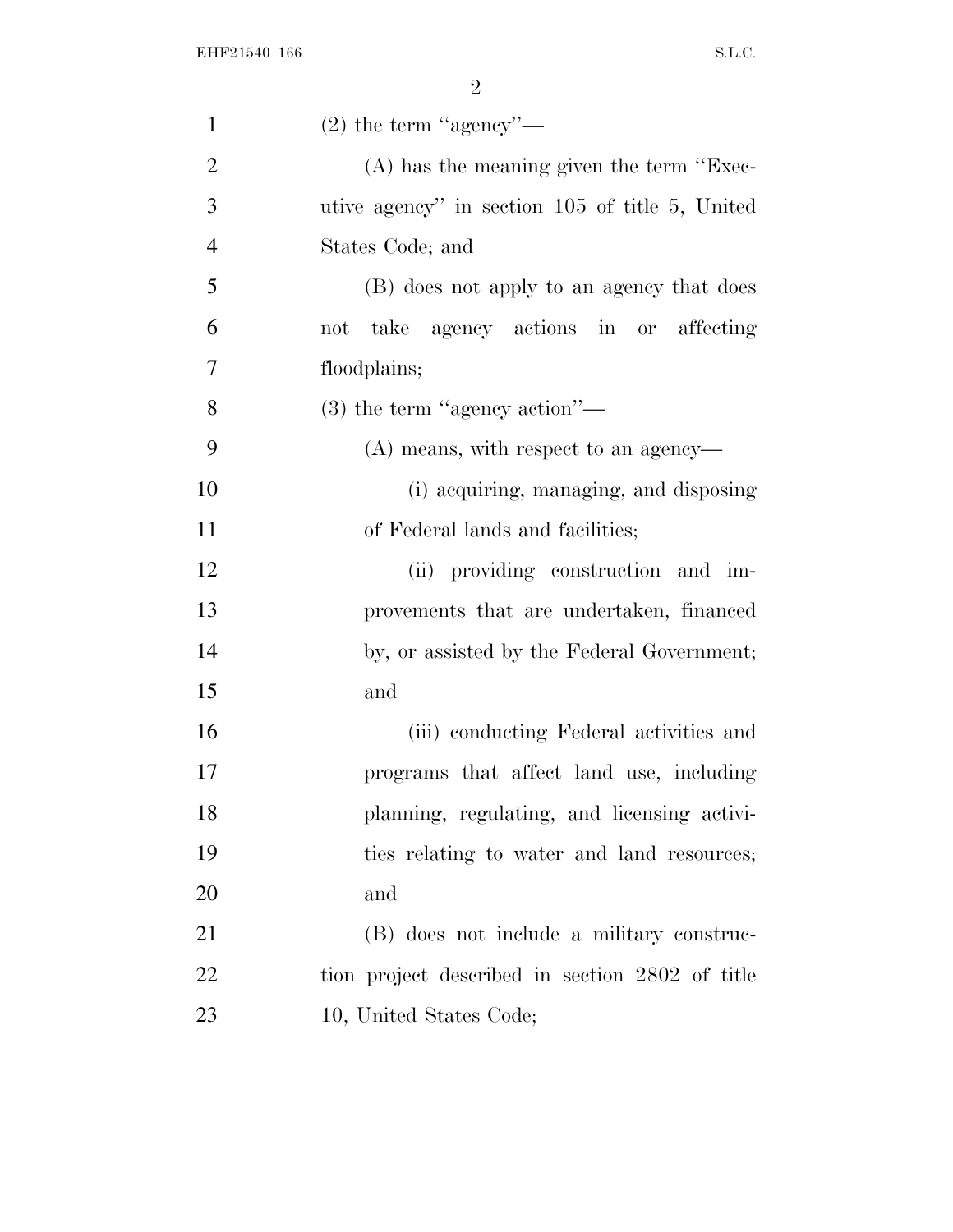(2) the term "agency"—

(A) has the meaning given the term "Executive agency" in section 105 of title 5, United States Code; and

(B) does not apply to an agency that does not take agency actions in or affecting floodplains;

(3) the term "agency action"—

(A) means, with respect to an agency—

(i) acquiring, managing, and disposing of Federal lands and facilities;

(ii) providing construction and improvements that are undertaken, financed by, or assisted by the Federal Government; and

(iii) conducting Federal activities and programs that affect land use, including planning, regulating, and licensing activities relating to water and land resources; and

(B) does not include a military construction project described in section 2802 of title 10, United States Code;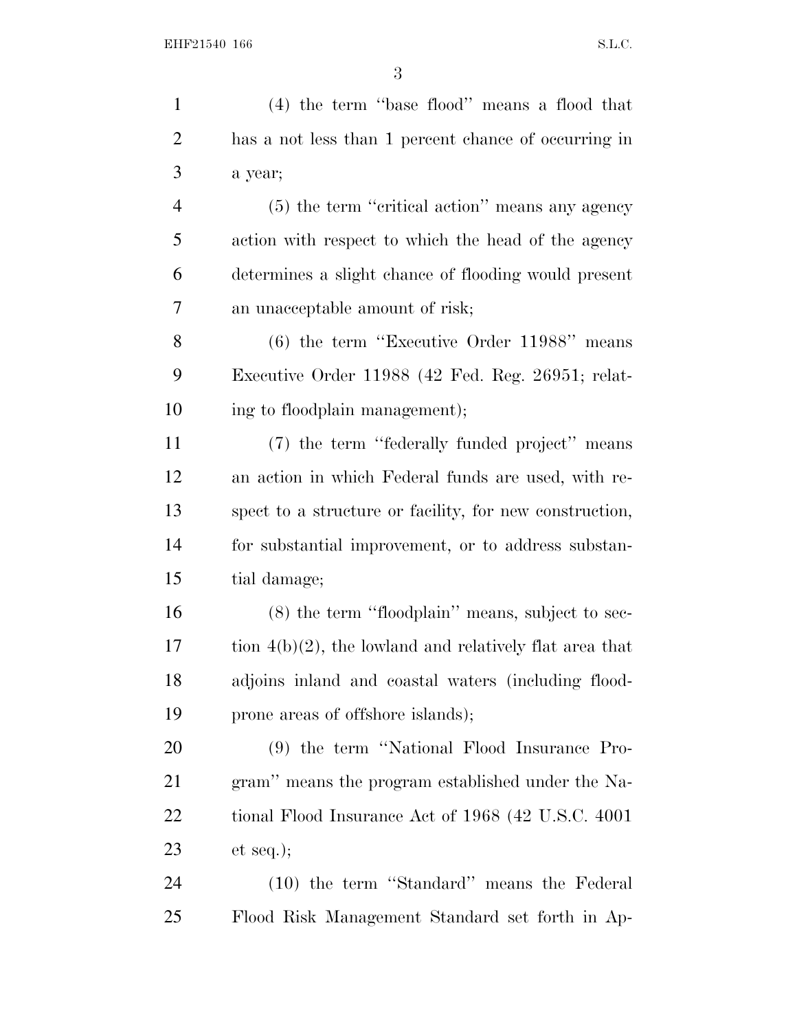(4) the term ''base flood'' means a flood that has a not less than 1 percent chance of occurring in a year;

(5) the term ''critical action'' means any agency action with respect to which the head of the agency determines a slight chance of flooding would present an unacceptable amount of risk;

(6) the term ''Executive Order 11988'' means Executive Order 11988 (42 Fed. Reg. 26951; relating to floodplain management);

(7) the term ''federally funded project'' means an action in which Federal funds are used, with respect to a structure or facility, for new construction, for substantial improvement, or to address substantial damage;

(8) the term ''floodplain'' means, subject to section 4(b)(2), the lowland and relatively flat area that adjoins inland and coastal waters (including flood-prone areas of offshore islands);

(9) the term ''National Flood Insurance Program'' means the program established under the National Flood Insurance Act of 1968 (42 U.S.C. 4001 et seq.);

(10) the term ''Standard'' means the Federal Flood Risk Management Standard set forth in Ap-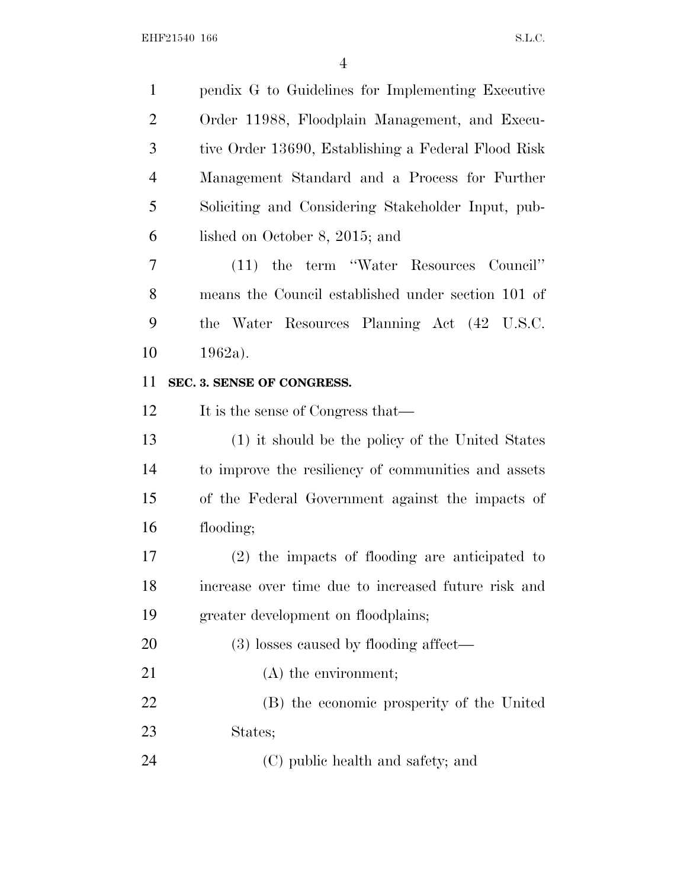pendix G to Guidelines for Implementing Executive Order 11988, Floodplain Management, and Executive Order 13690, Establishing a Federal Flood Risk Management Standard and a Process for Further Soliciting and Considering Stakeholder Input, published on October 8, 2015; and

(11) the term ''Water Resources Council'' means the Council established under section 101 of the Water Resources Planning Act (42 U.S.C. 1962a).

**SEC. 3. SENSE OF CONGRESS.**

It is the sense of Congress that—

(1) it should be the policy of the United States to improve the resiliency of communities and assets of the Federal Government against the impacts of flooding;

(2) the impacts of flooding are anticipated to increase over time due to increased future risk and greater development on floodplains;

(3) losses caused by flooding affect—

(A) the environment;

(B) the economic prosperity of the United States;

(C) public health and safety; and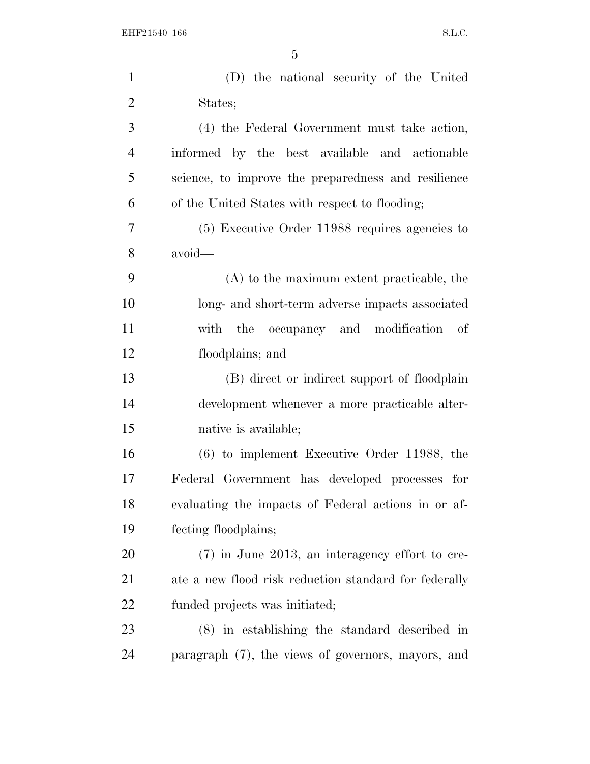(D) the national security of the United States;

(4) the Federal Government must take action, informed by the best available and actionable science, to improve the preparedness and resilience of the United States with respect to flooding;

(5) Executive Order 11988 requires agencies to avoid—

(A) to the maximum extent practicable, the long- and short-term adverse impacts associated with the occupancy and modification of floodplains; and

(B) direct or indirect support of floodplain development whenever a more practicable alternative is available;

(6) to implement Executive Order 11988, the Federal Government has developed processes for evaluating the impacts of Federal actions in or affecting floodplains;

(7) in June 2013, an interagency effort to create a new flood risk reduction standard for federally funded projects was initiated;

(8) in establishing the standard described in paragraph (7), the views of governors, mayors, and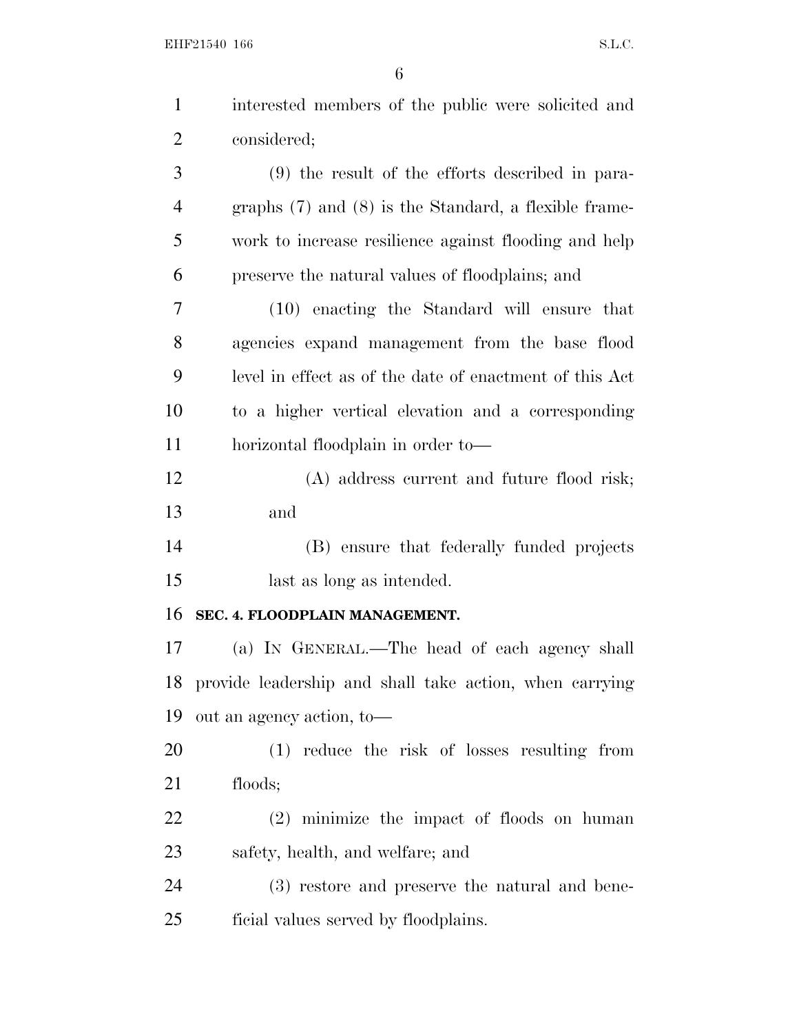interested members of the public were solicited and considered;

(9) the result of the efforts described in paragraphs (7) and (8) is the Standard, a flexible framework to increase resilience against flooding and help preserve the natural values of floodplains; and

(10) enacting the Standard will ensure that agencies expand management from the base flood level in effect as of the date of enactment of this Act to a higher vertical elevation and a corresponding horizontal floodplain in order to—

(A) address current and future flood risk; and

(B) ensure that federally funded projects last as long as intended.

## SEC. 4. FLOODPLAIN MANAGEMENT.

(a) IN GENERAL.—The head of each agency shall provide leadership and shall take action, when carrying out an agency action, to—

(1) reduce the risk of losses resulting from floods;

(2) minimize the impact of floods on human safety, health, and welfare; and

(3) restore and preserve the natural and beneficial values served by floodplains.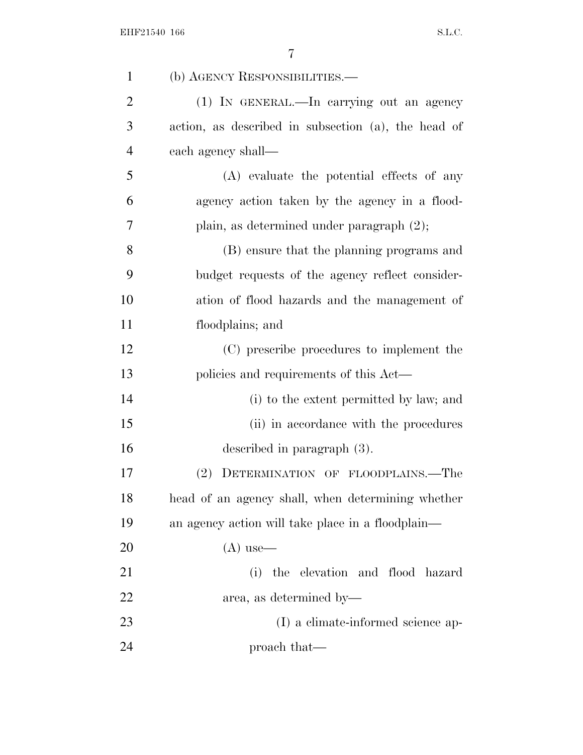(b) AGENCY RESPONSIBILITIES.—

(1) IN GENERAL.—In carrying out an agency action, as described in subsection (a), the head of each agency shall—

(A) evaluate the potential effects of any agency action taken by the agency in a floodplain, as determined under paragraph (2);

(B) ensure that the planning programs and budget requests of the agency reflect consideration of flood hazards and the management of floodplains; and

(C) prescribe procedures to implement the policies and requirements of this Act—

(i) to the extent permitted by law; and

(ii) in accordance with the procedures described in paragraph (3).

(2) DETERMINATION OF FLOODPLAINS.—The head of an agency shall, when determining whether an agency action will take place in a floodplain—

(A) use—

(i) the elevation and flood hazard area, as determined by—

(I) a climate-informed science approach that—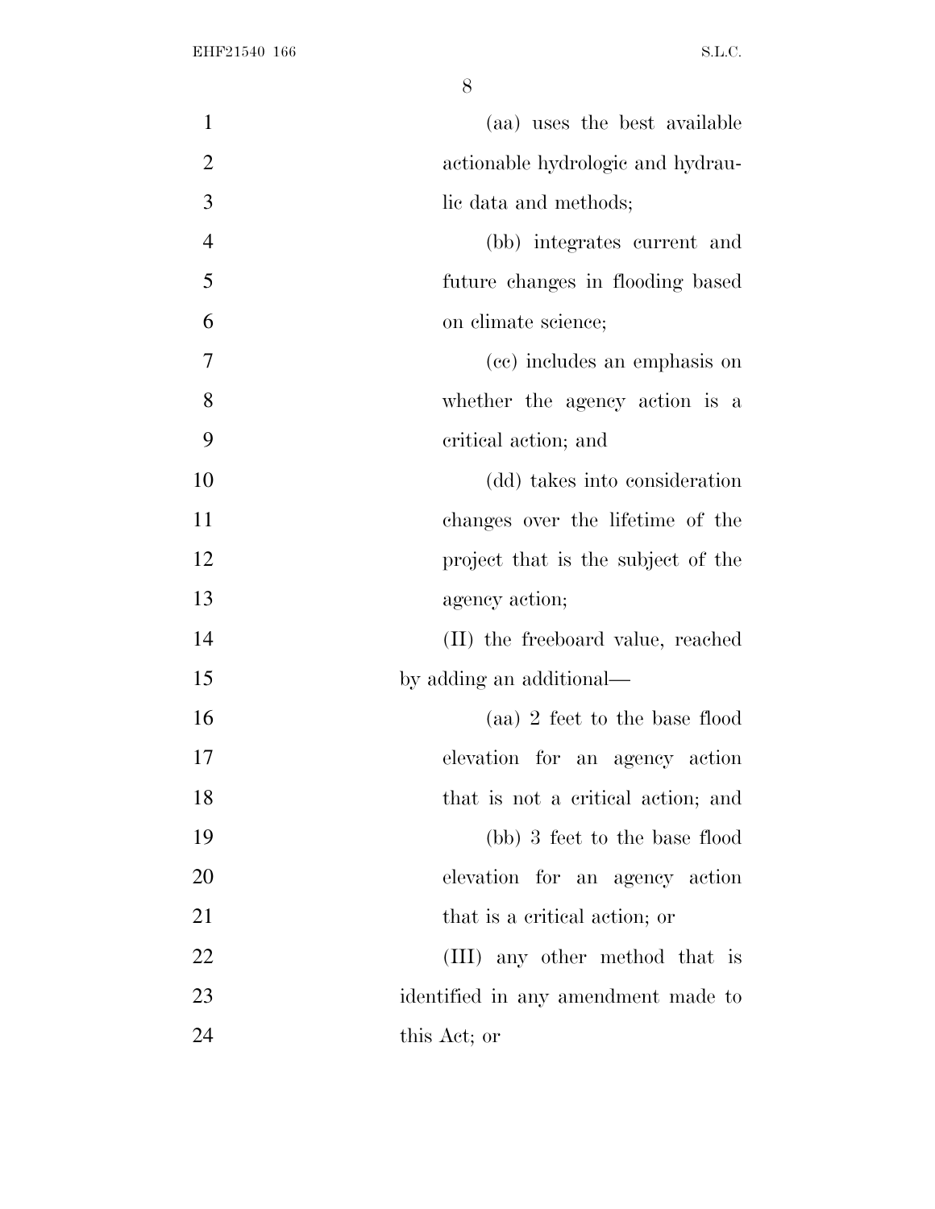(aa) uses the best available actionable hydrologic and hydraulic data and methods;

(bb) integrates current and future changes in flooding based on climate science;

(cc) includes an emphasis on whether the agency action is a critical action; and

(dd) takes into consideration changes over the lifetime of the project that is the subject of the agency action;

(II) the freeboard value, reached by adding an additional—

(aa) 2 feet to the base flood elevation for an agency action that is not a critical action; and

(bb) 3 feet to the base flood elevation for an agency action that is a critical action; or

(III) any other method that is identified in any amendment made to this Act; or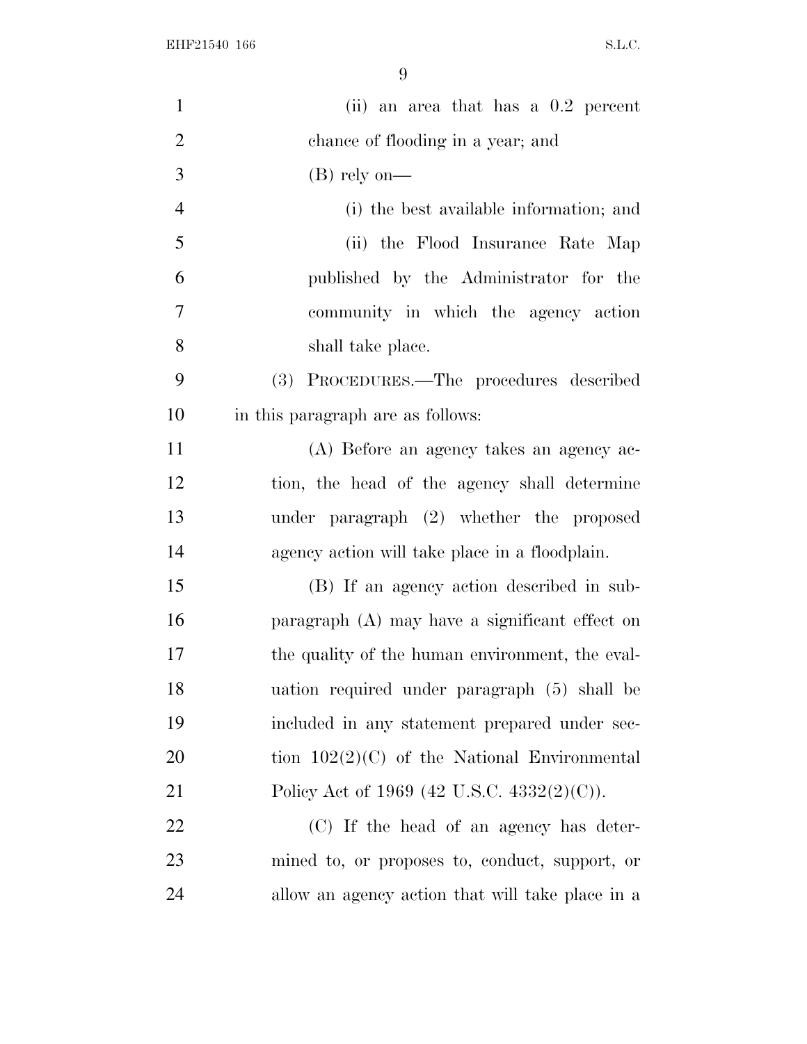(ii) an area that has a 0.2 percent chance of flooding in a year; and

(B) rely on—

(i) the best available information; and

(ii) the Flood Insurance Rate Map published by the Administrator for the community in which the agency action shall take place.

(3) PROCEDURES.—The procedures described in this paragraph are as follows:

(A) Before an agency takes an agency action, the head of the agency shall determine under paragraph (2) whether the proposed agency action will take place in a floodplain.

(B) If an agency action described in subparagraph (A) may have a significant effect on the quality of the human environment, the evaluation required under paragraph (5) shall be included in any statement prepared under section 102(2)(C) of the National Environmental Policy Act of 1969 (42 U.S.C. 4332(2)(C)).

(C) If the head of an agency has determined to, or proposes to, conduct, support, or allow an agency action that will take place in a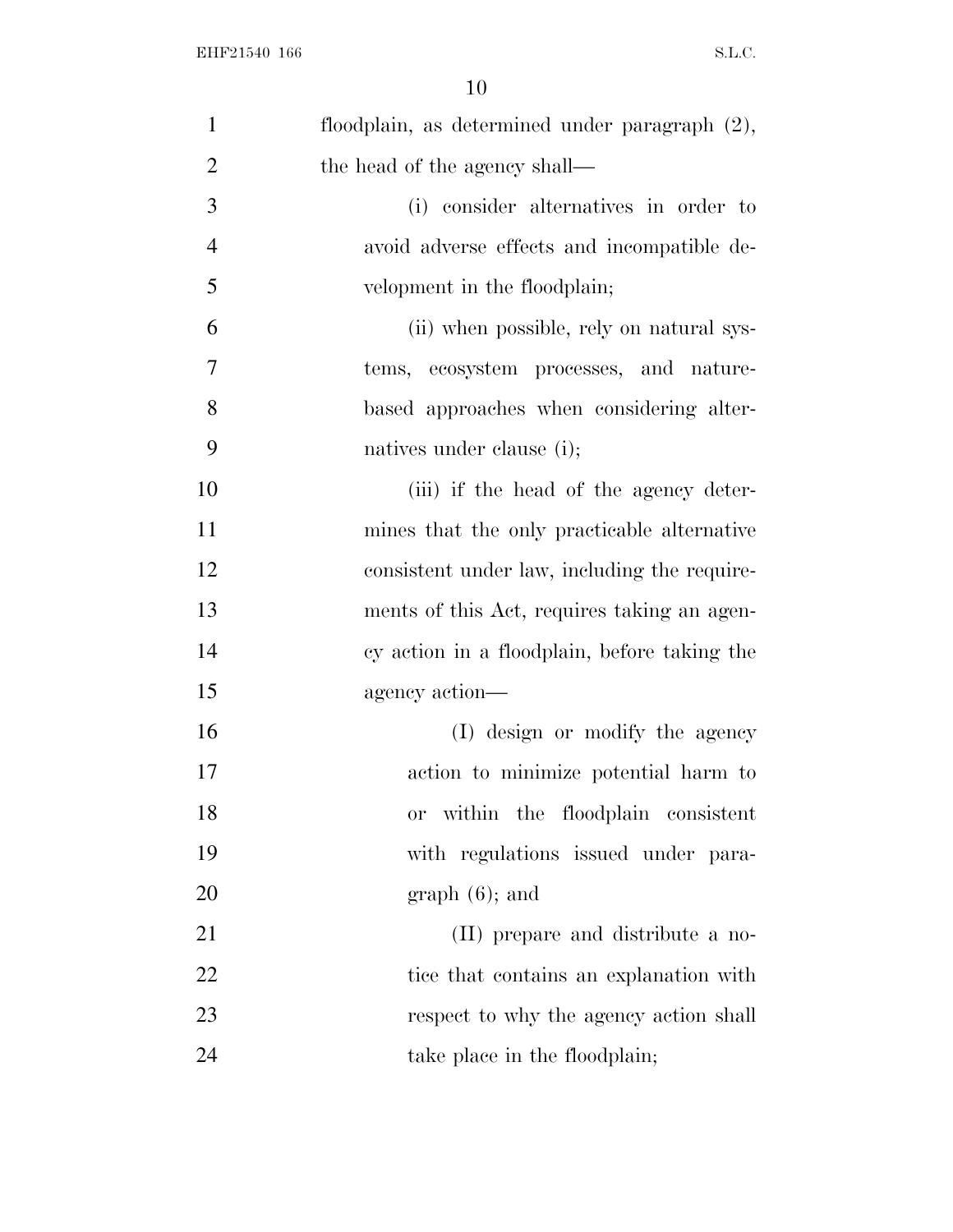floodplain, as determined under paragraph (2), the head of the agency shall—

(i) consider alternatives in order to avoid adverse effects and incompatible development in the floodplain;

(ii) when possible, rely on natural systems, ecosystem processes, and nature-based approaches when considering alternatives under clause (i);

(iii) if the head of the agency determines that the only practicable alternative consistent under law, including the requirements of this Act, requires taking an agency action in a floodplain, before taking the agency action—

(I) design or modify the agency action to minimize potential harm to or within the floodplain consistent with regulations issued under paragraph (6); and

(II) prepare and distribute a notice that contains an explanation with respect to why the agency action shall take place in the floodplain;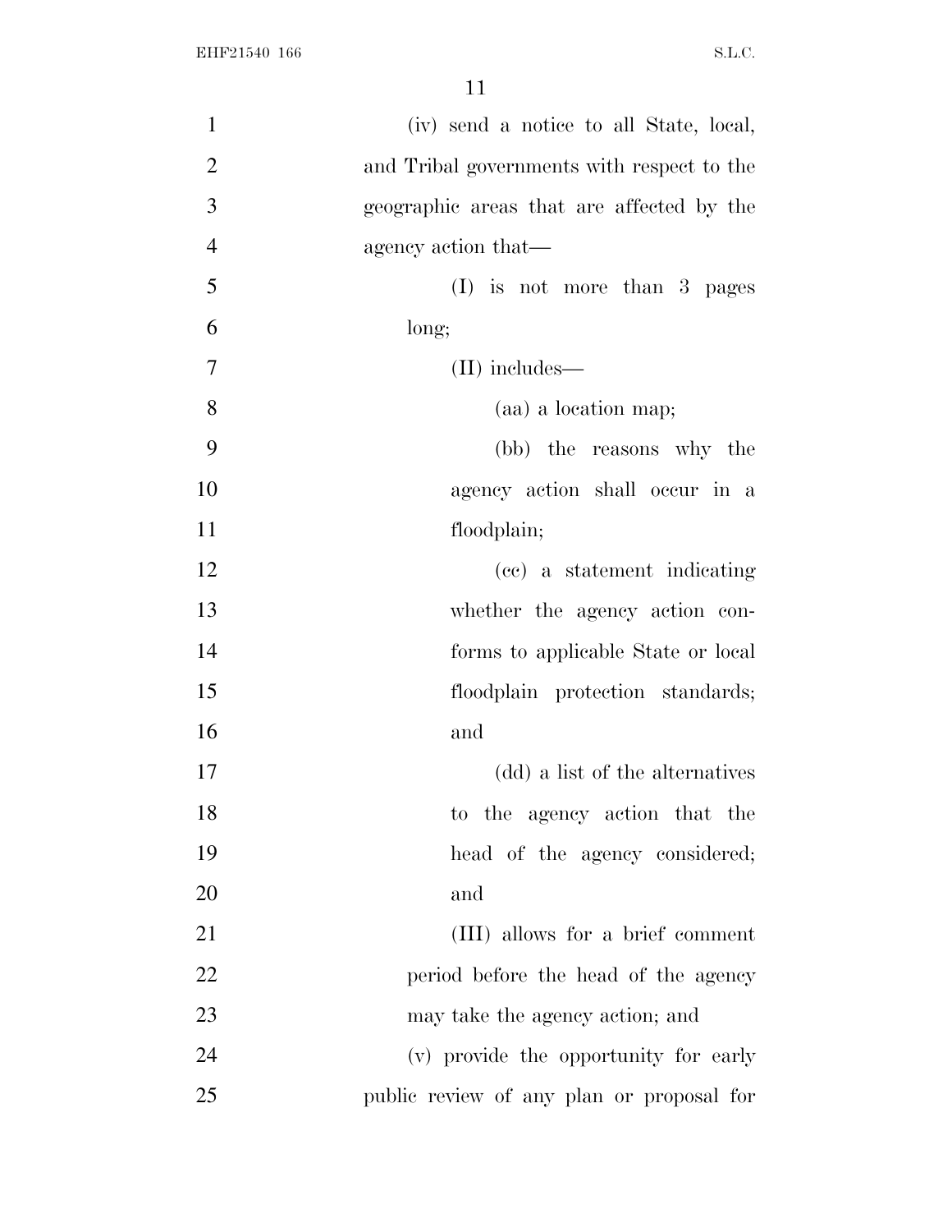(iv) send a notice to all State, local, and Tribal governments with respect to the geographic areas that are affected by the agency action that—

(I) is not more than 3 pages long;

(II) includes—

(aa) a location map;

(bb) the reasons why the agency action shall occur in a floodplain;

(cc) a statement indicating whether the agency action conforms to applicable State or local floodplain protection standards; and

(dd) a list of the alternatives to the agency action that the head of the agency considered; and

(III) allows for a brief comment period before the head of the agency may take the agency action; and

(v) provide the opportunity for early public review of any plan or proposal for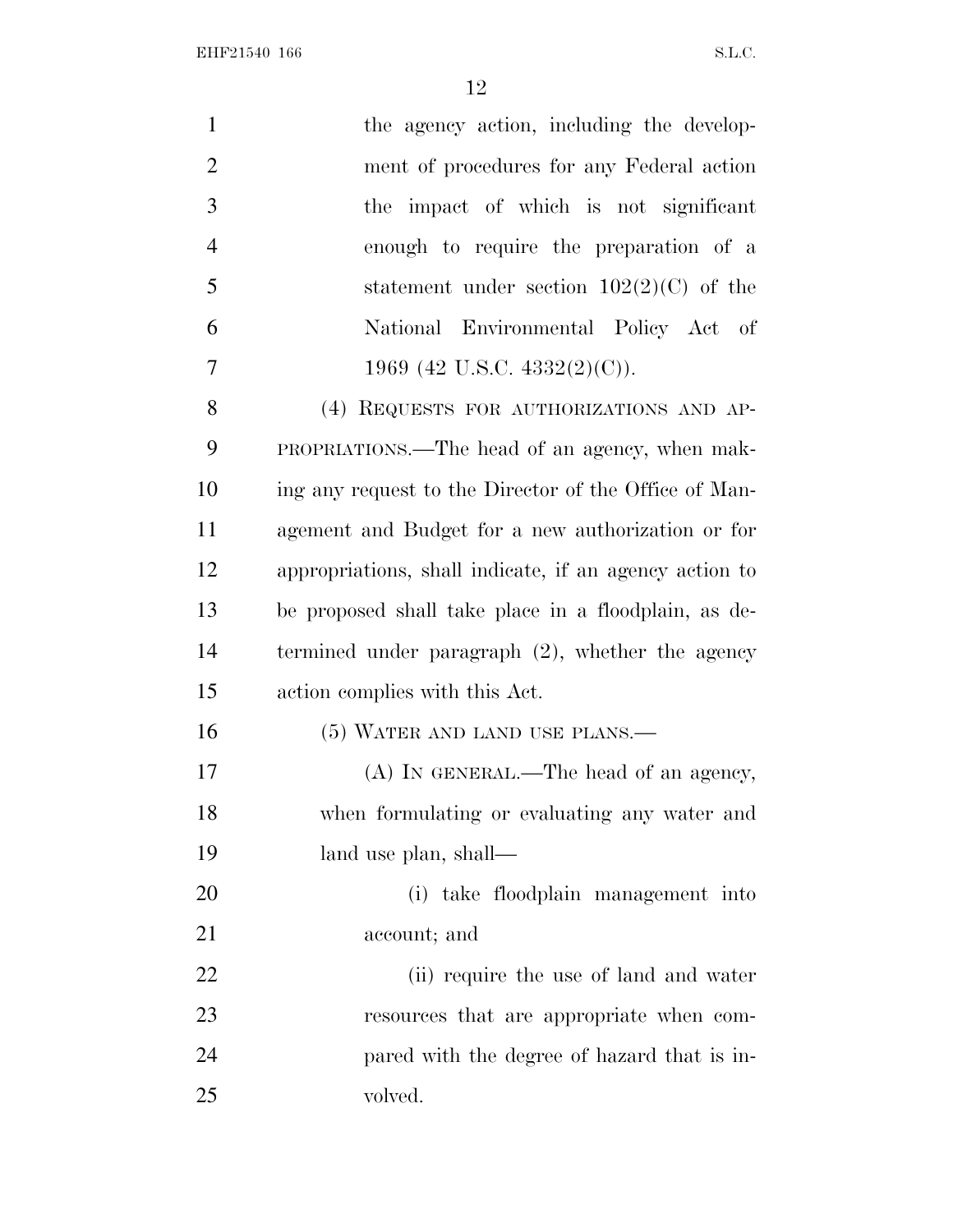the agency action, including the development of procedures for any Federal action the impact of which is not significant enough to require the preparation of a statement under section 102(2)(C) of the National Environmental Policy Act of 1969 (42 U.S.C. 4332(2)(C)).

(4) REQUESTS FOR AUTHORIZATIONS AND APPROPRIATIONS.—The head of an agency, when making any request to the Director of the Office of Management and Budget for a new authorization or for appropriations, shall indicate, if an agency action to be proposed shall take place in a floodplain, as determined under paragraph (2), whether the agency action complies with this Act.

(5) WATER AND LAND USE PLANS.—

(A) IN GENERAL.—The head of an agency, when formulating or evaluating any water and land use plan, shall—

(i) take floodplain management into account; and

(ii) require the use of land and water resources that are appropriate when compared with the degree of hazard that is involved.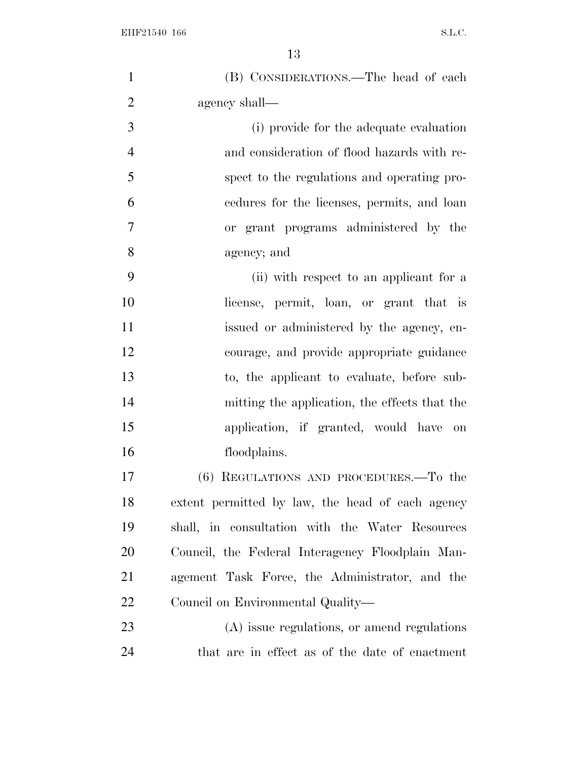(B) CONSIDERATIONS.—The head of each agency shall—

(i) provide for the adequate evaluation and consideration of flood hazards with respect to the regulations and operating procedures for the licenses, permits, and loan or grant programs administered by the agency; and

(ii) with respect to an applicant for a license, permit, loan, or grant that is issued or administered by the agency, encourage, and provide appropriate guidance to, the applicant to evaluate, before submitting the application, the effects that the application, if granted, would have on floodplains.

(6) REGULATIONS AND PROCEDURES.—To the extent permitted by law, the head of each agency shall, in consultation with the Water Resources Council, the Federal Interagency Floodplain Management Task Force, the Administrator, and the Council on Environmental Quality—

(A) issue regulations, or amend regulations that are in effect as of the date of enactment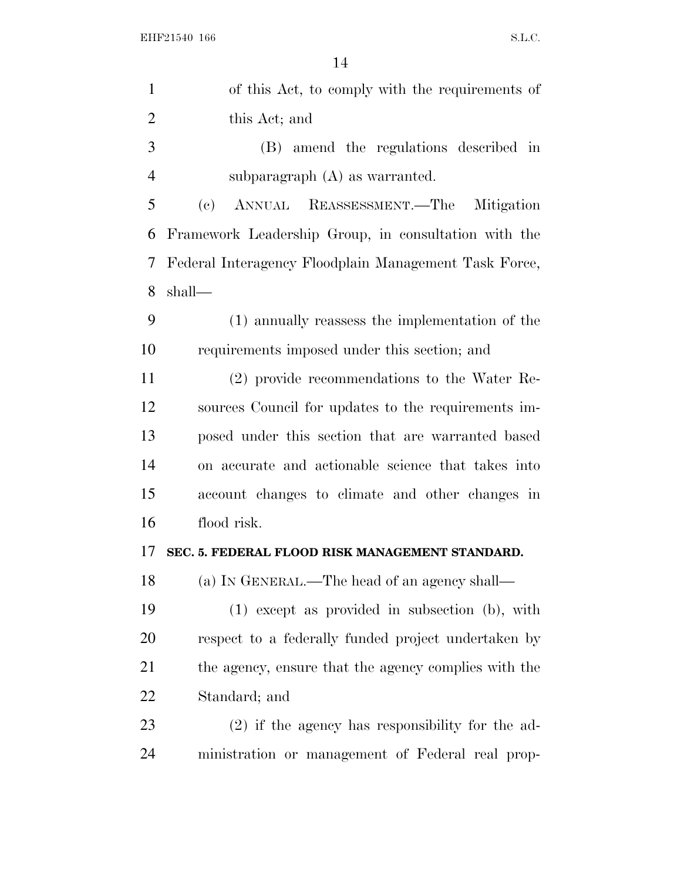of this Act, to comply with the requirements of this Act; and

(B) amend the regulations described in subparagraph (A) as warranted.

(c) ANNUAL REASSESSMENT.—The Mitigation Framework Leadership Group, in consultation with the Federal Interagency Floodplain Management Task Force, shall—

(1) annually reassess the implementation of the requirements imposed under this section; and

(2) provide recommendations to the Water Resources Council for updates to the requirements imposed under this section that are warranted based on accurate and actionable science that takes into account changes to climate and other changes in flood risk.

**SEC. 5. FEDERAL FLOOD RISK MANAGEMENT STANDARD.**

(a) IN GENERAL.—The head of an agency shall—

(1) except as provided in subsection (b), with respect to a federally funded project undertaken by the agency, ensure that the agency complies with the Standard; and

(2) if the agency has responsibility for the administration or management of Federal real prop-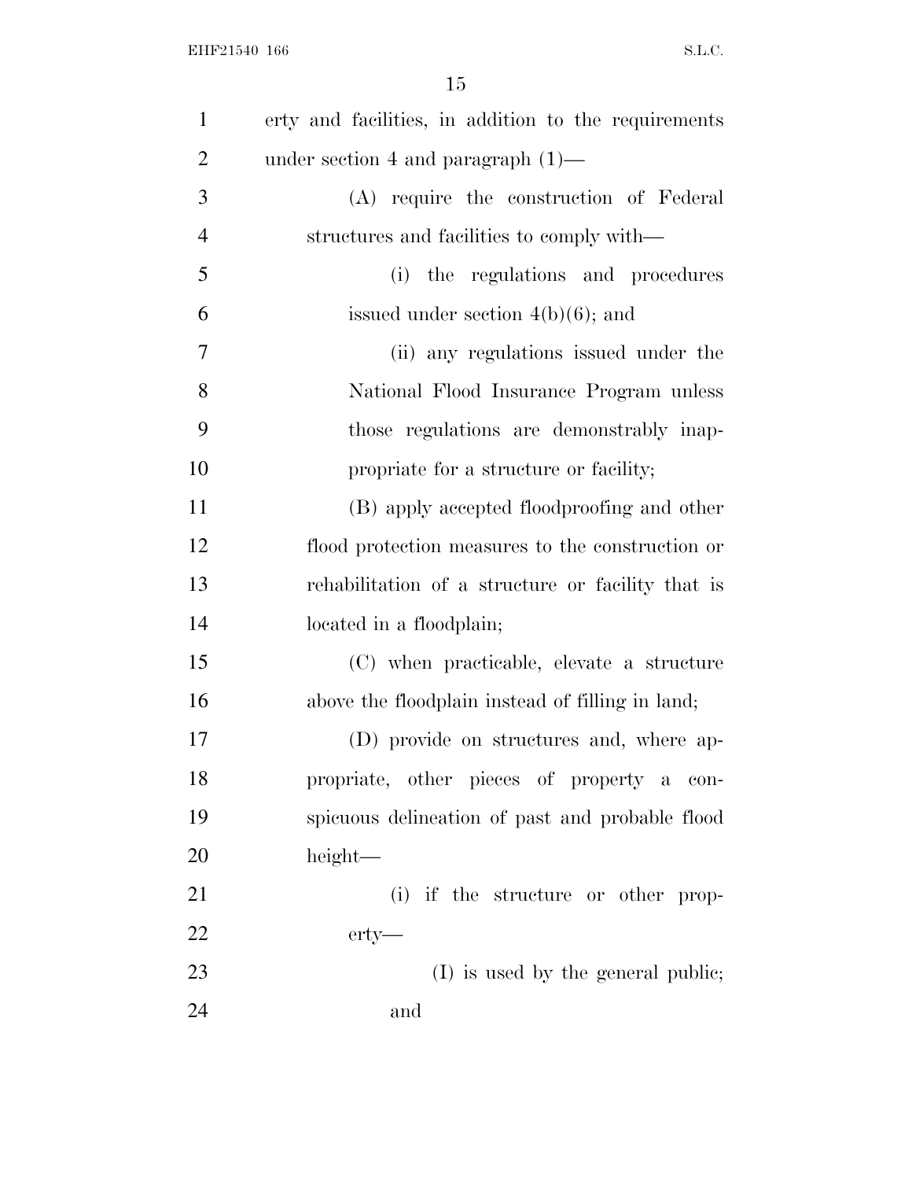erty and facilities, in addition to the requirements under section 4 and paragraph (1)—

(A) require the construction of Federal structures and facilities to comply with—

(i) the regulations and procedures issued under section 4(b)(6); and

(ii) any regulations issued under the National Flood Insurance Program unless those regulations are demonstrably inappropriate for a structure or facility;

(B) apply accepted floodproofing and other flood protection measures to the construction or rehabilitation of a structure or facility that is located in a floodplain;

(C) when practicable, elevate a structure above the floodplain instead of filling in land;

(D) provide on structures and, where appropriate, other pieces of property a conspicuous delineation of past and probable flood height—

(i) if the structure or other property—

(I) is used by the general public; and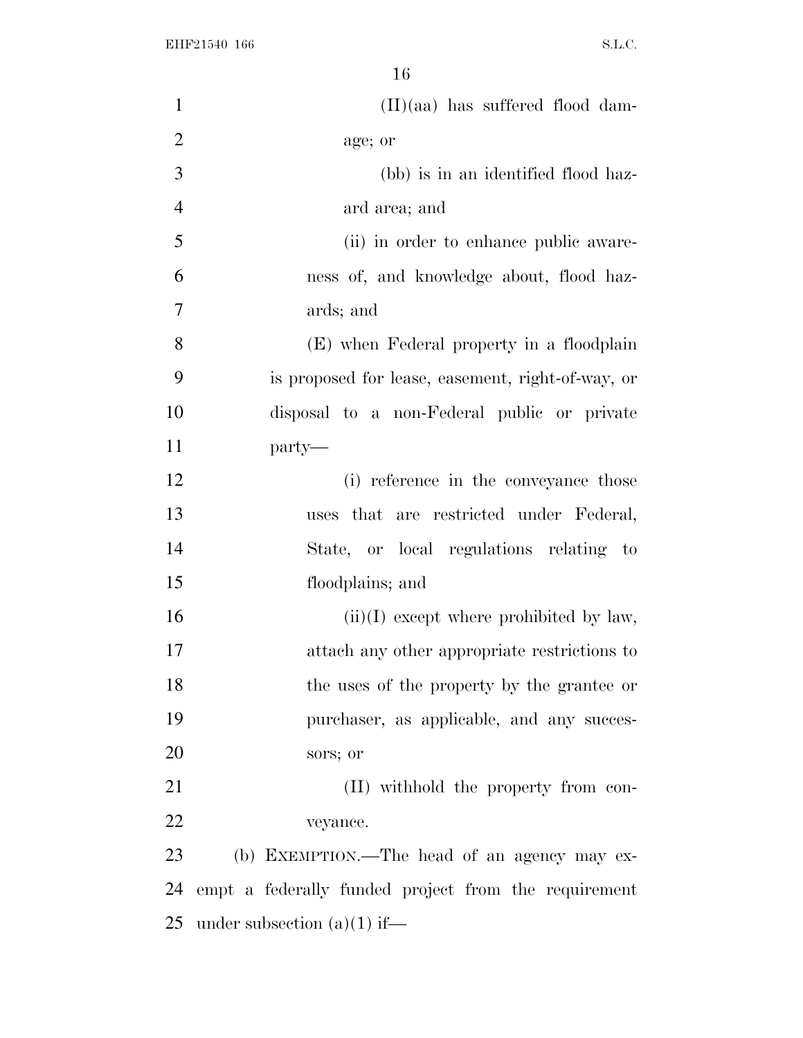(II)(aa) has suffered flood damage; or

(bb) is in an identified flood hazard area; and

(ii) in order to enhance public awareness of, and knowledge about, flood hazards; and

(E) when Federal property in a floodplain is proposed for lease, easement, right-of-way, or disposal to a non-Federal public or private party—

(i) reference in the conveyance those uses that are restricted under Federal, State, or local regulations relating to floodplains; and

(ii)(I) except where prohibited by law, attach any other appropriate restrictions to the uses of the property by the grantee or purchaser, as applicable, and any successors; or

(II) withhold the property from conveyance.

(b) EXEMPTION.—The head of an agency may exempt a federally funded project from the requirement under subsection (a)(1) if—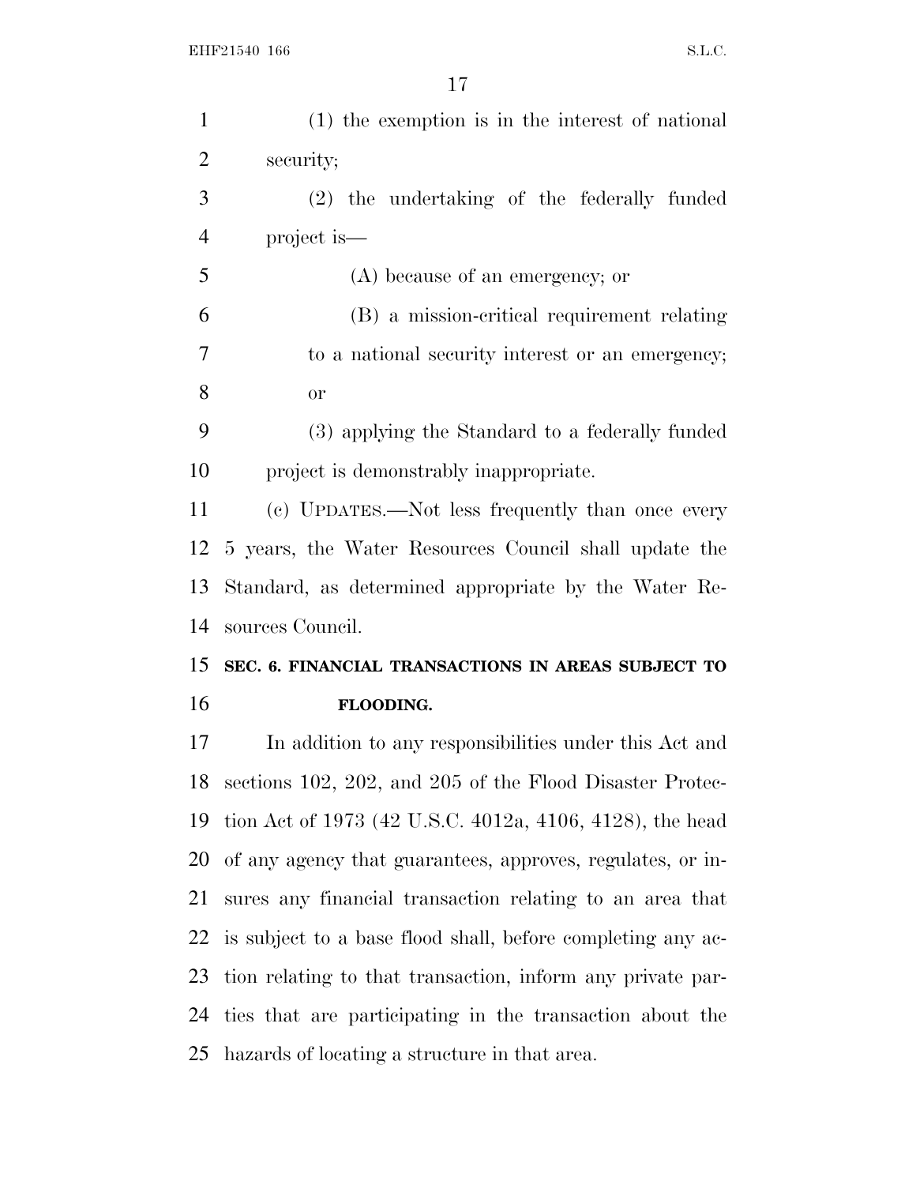(1) the exemption is in the interest of national security;

(2) the undertaking of the federally funded project is—

(A) because of an emergency; or

(B) a mission-critical requirement relating to a national security interest or an emergency; or

(3) applying the Standard to a federally funded project is demonstrably inappropriate.

(c) UPDATES.—Not less frequently than once every 5 years, the Water Resources Council shall update the Standard, as determined appropriate by the Water Resources Council.

## SEC. 6. FINANCIAL TRANSACTIONS IN AREAS SUBJECT TO FLOODING.

In addition to any responsibilities under this Act and sections 102, 202, and 205 of the Flood Disaster Protection Act of 1973 (42 U.S.C. 4012a, 4106, 4128), the head of any agency that guarantees, approves, regulates, or insures any financial transaction relating to an area that is subject to a base flood shall, before completing any action relating to that transaction, inform any private parties that are participating in the transaction about the hazards of locating a structure in that area.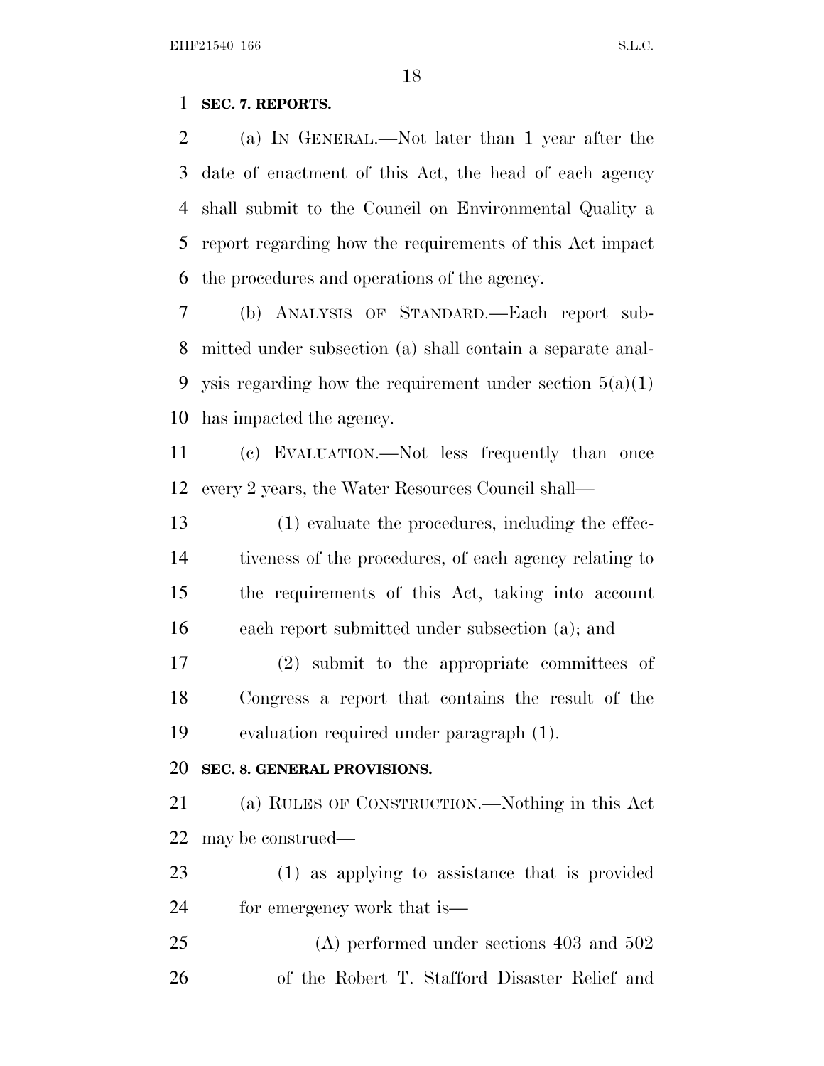**SEC. 7. REPORTS.**

(a) IN GENERAL.—Not later than 1 year after the date of enactment of this Act, the head of each agency shall submit to the Council on Environmental Quality a report regarding how the requirements of this Act impact the procedures and operations of the agency.

(b) ANALYSIS OF STANDARD.—Each report submitted under subsection (a) shall contain a separate analysis regarding how the requirement under section 5(a)(1) has impacted the agency.

(c) EVALUATION.—Not less frequently than once every 2 years, the Water Resources Council shall—

(1) evaluate the procedures, including the effectiveness of the procedures, of each agency relating to the requirements of this Act, taking into account each report submitted under subsection (a); and

(2) submit to the appropriate committees of Congress a report that contains the result of the evaluation required under paragraph (1).

**SEC. 8. GENERAL PROVISIONS.**

(a) RULES OF CONSTRUCTION.—Nothing in this Act may be construed—

(1) as applying to assistance that is provided for emergency work that is—

(A) performed under sections 403 and 502 of the Robert T. Stafford Disaster Relief and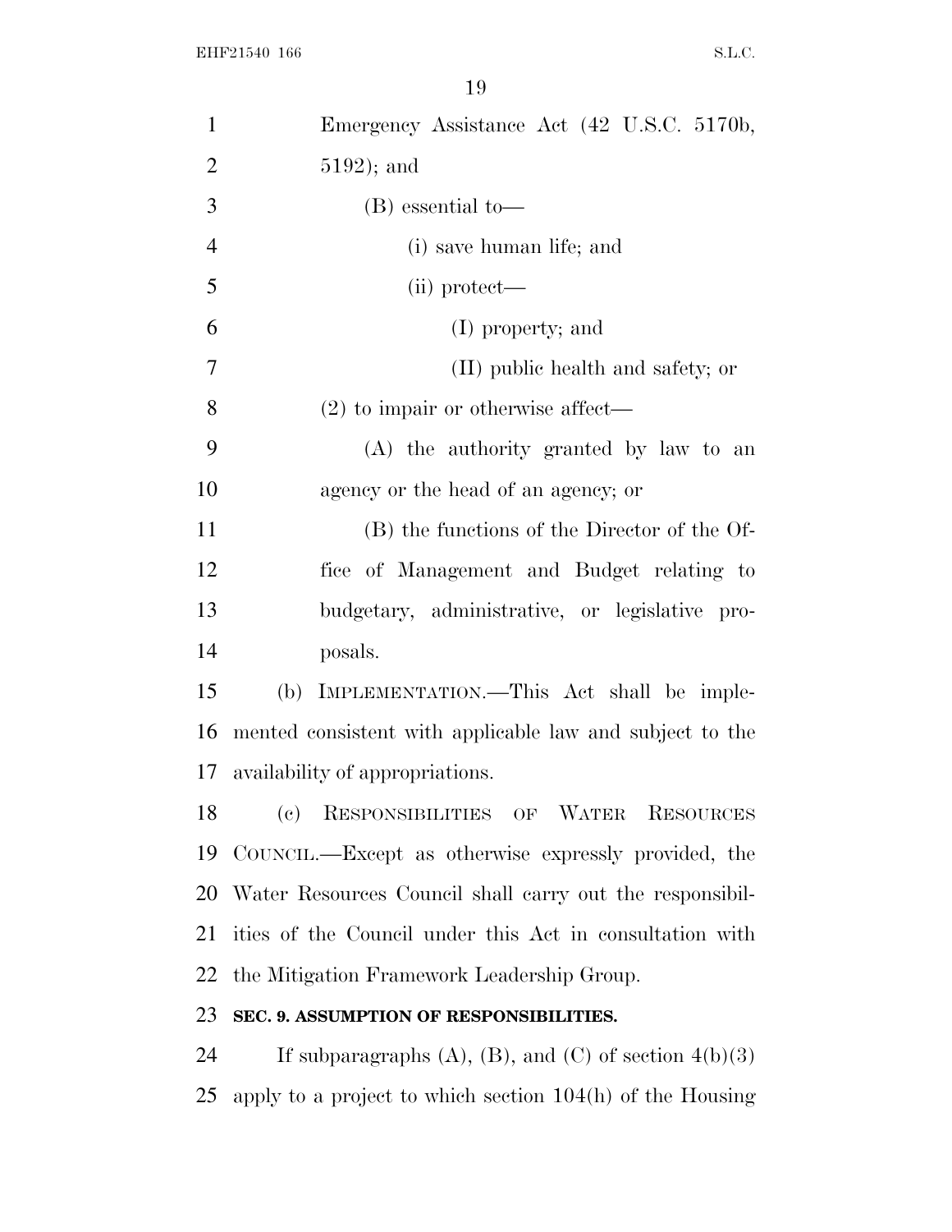Emergency Assistance Act (42 U.S.C. 5170b, 5192); and

(B) essential to—

(i) save human life; and

(ii) protect—

(I) property; and

(II) public health and safety; or

(2) to impair or otherwise affect—

(A) the authority granted by law to an agency or the head of an agency; or

(B) the functions of the Director of the Office of Management and Budget relating to budgetary, administrative, or legislative proposals.

(b) IMPLEMENTATION.—This Act shall be implemented consistent with applicable law and subject to the availability of appropriations.

(c) RESPONSIBILITIES OF WATER RESOURCES COUNCIL.—Except as otherwise expressly provided, the Water Resources Council shall carry out the responsibilities of the Council under this Act in consultation with the Mitigation Framework Leadership Group.

**SEC. 9. ASSUMPTION OF RESPONSIBILITIES.**

If subparagraphs (A), (B), and (C) of section 4(b)(3) apply to a project to which section 104(h) of the Housing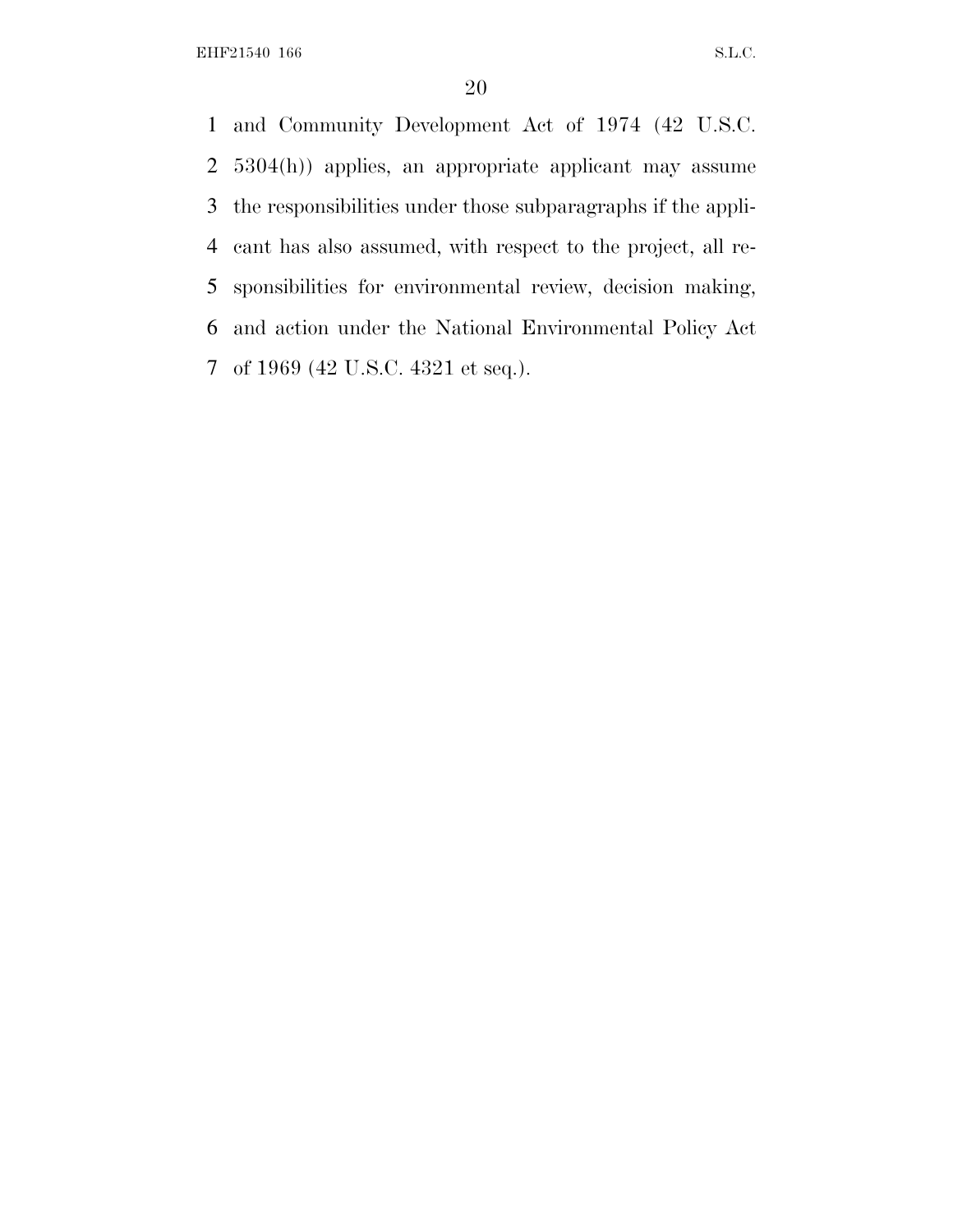and Community Development Act of 1974 (42 U.S.C. 5304(h)) applies, an appropriate applicant may assume the responsibilities under those subparagraphs if the applicant has also assumed, with respect to the project, all responsibilities for environmental review, decision making, and action under the National Environmental Policy Act of 1969 (42 U.S.C. 4321 et seq.).